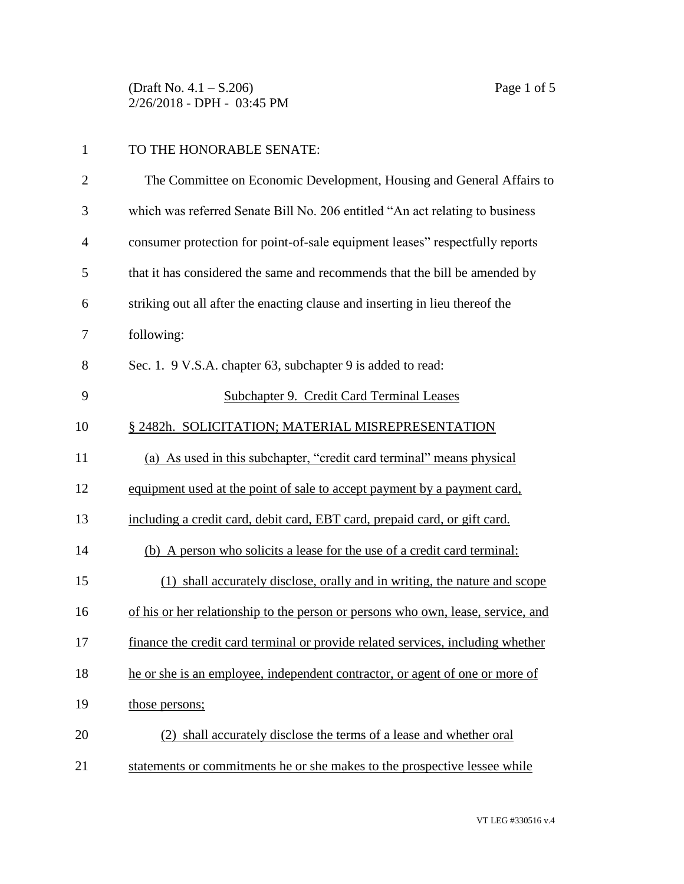TO THE HONORABLE SENATE:

The Committee on Economic Development, Housing and General Affairs to which was referred Senate Bill No. 206 entitled "An act relating to business consumer protection for point-of-sale equipment leases" respectfully reports that it has considered the same and recommends that the bill be amended by striking out all after the enacting clause and inserting in lieu thereof the following:

Sec. 1. 9 V.S.A. chapter 63, subchapter 9 is added to read:

Subchapter 9. Credit Card Terminal Leases

§ 2482h. SOLICITATION; MATERIAL MISREPRESENTATION

(a) As used in this subchapter, "credit card terminal" means physical equipment used at the point of sale to accept payment by a payment card, including a credit card, debit card, EBT card, prepaid card, or gift card.

(b) A person who solicits a lease for the use of a credit card terminal:

(1) shall accurately disclose, orally and in writing, the nature and scope of his or her relationship to the person or persons who own, lease, service, and finance the credit card terminal or provide related services, including whether he or she is an employee, independent contractor, or agent of one or more of those persons;

(2) shall accurately disclose the terms of a lease and whether oral statements or commitments he or she makes to the prospective lessee while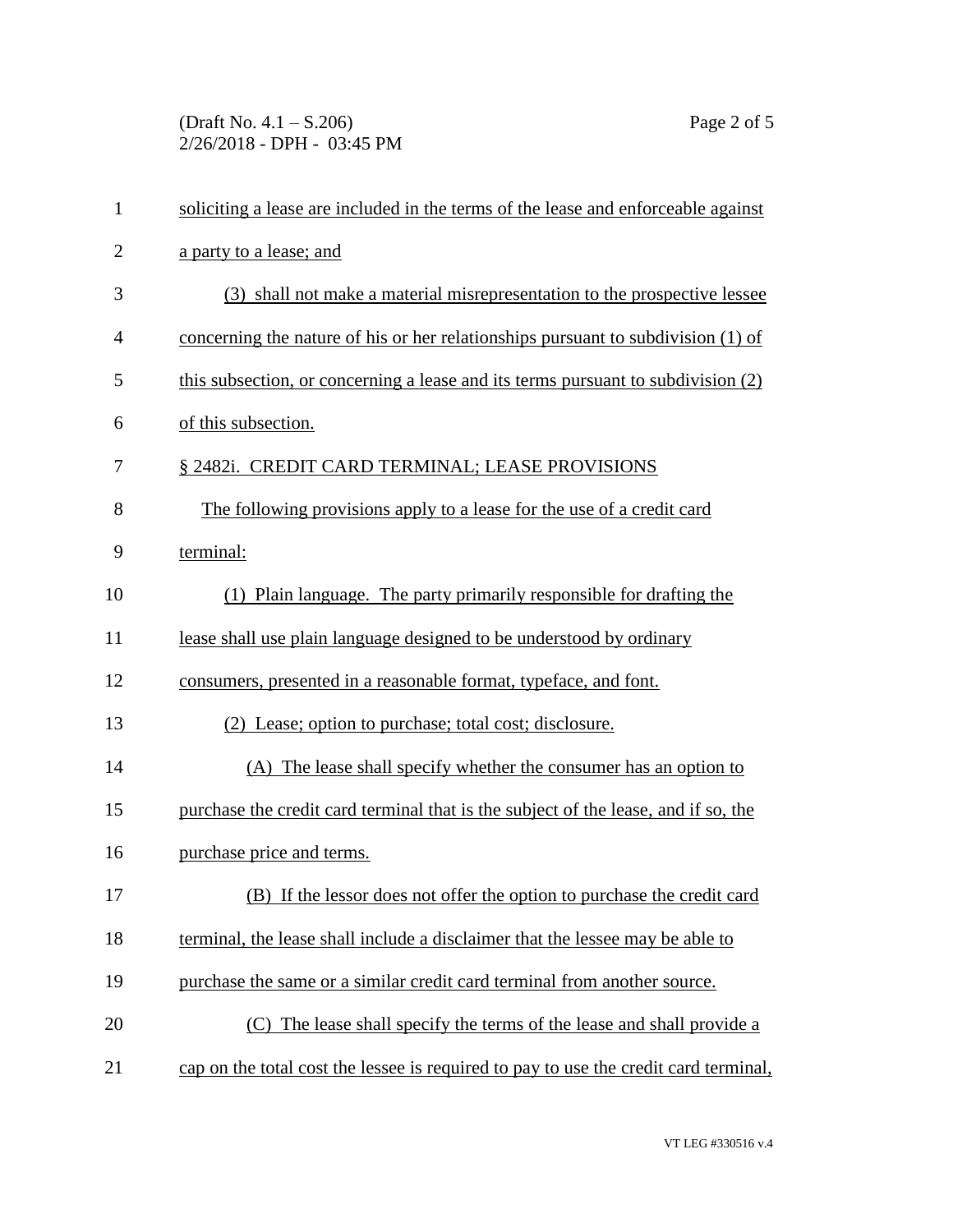soliciting a lease are included in the terms of the lease and enforceable against a party to a lease; and

(3) shall not make a material misrepresentation to the prospective lessee concerning the nature of his or her relationships pursuant to subdivision (1) of this subsection, or concerning a lease and its terms pursuant to subdivision (2) of this subsection.

§ 2482i. CREDIT CARD TERMINAL; LEASE PROVISIONS

The following provisions apply to a lease for the use of a credit card terminal:

(1) Plain language. The party primarily responsible for drafting the lease shall use plain language designed to be understood by ordinary consumers, presented in a reasonable format, typeface, and font.

(2) Lease; option to purchase; total cost; disclosure.

(A) The lease shall specify whether the consumer has an option to purchase the credit card terminal that is the subject of the lease, and if so, the purchase price and terms.

(B) If the lessor does not offer the option to purchase the credit card terminal, the lease shall include a disclaimer that the lessee may be able to purchase the same or a similar credit card terminal from another source.

(C) The lease shall specify the terms of the lease and shall provide a cap on the total cost the lessee is required to pay to use the credit card terminal,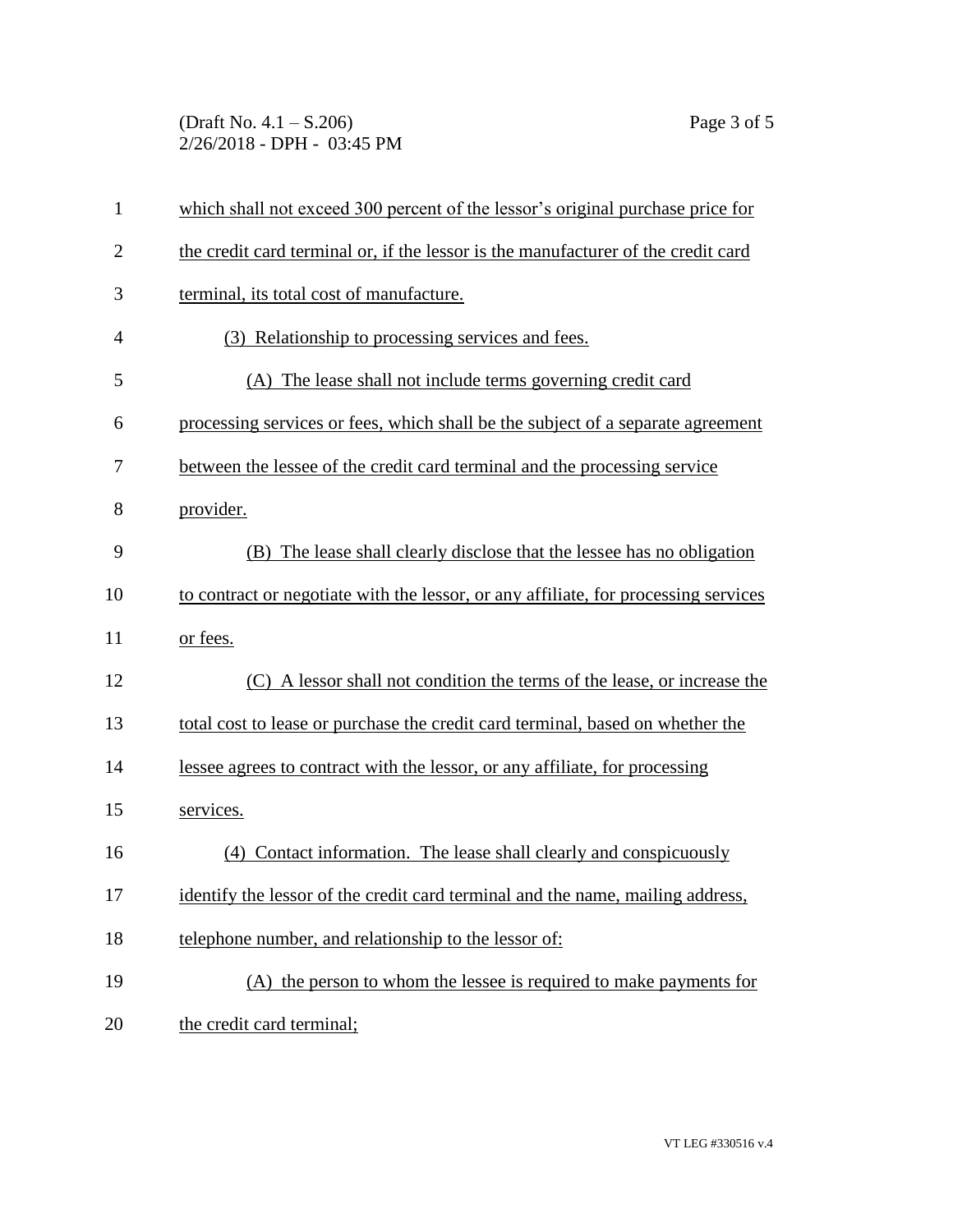which shall not exceed 300 percent of the lessor's original purchase price for the credit card terminal or, if the lessor is the manufacturer of the credit card terminal, its total cost of manufacture.

(3) Relationship to processing services and fees.

(A) The lease shall not include terms governing credit card processing services or fees, which shall be the subject of a separate agreement between the lessee of the credit card terminal and the processing service provider.

(B) The lease shall clearly disclose that the lessee has no obligation to contract or negotiate with the lessor, or any affiliate, for processing services or fees.

(C) A lessor shall not condition the terms of the lease, or increase the total cost to lease or purchase the credit card terminal, based on whether the lessee agrees to contract with the lessor, or any affiliate, for processing services.

(4) Contact information. The lease shall clearly and conspicuously identify the lessor of the credit card terminal and the name, mailing address, telephone number, and relationship to the lessor of:

(A) the person to whom the lessee is required to make payments for the credit card terminal;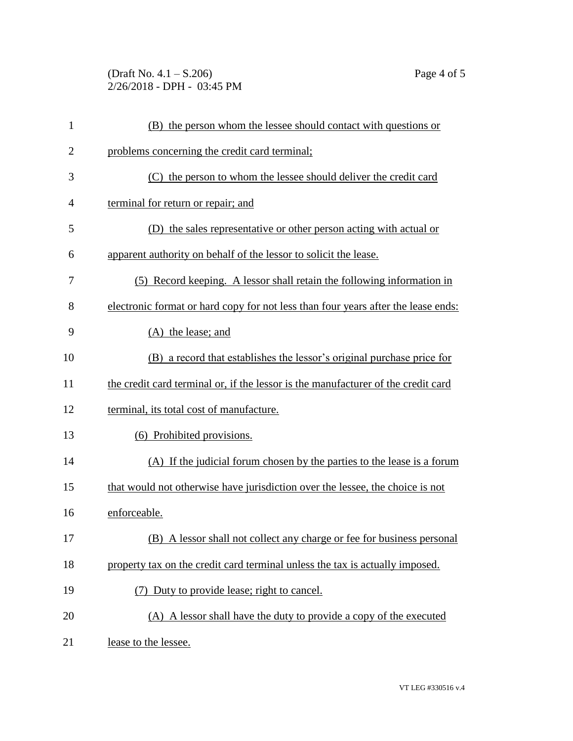(B) the person whom the lessee should contact with questions or problems concerning the credit card terminal;

(C) the person to whom the lessee should deliver the credit card terminal for return or repair; and

(D) the sales representative or other person acting with actual or apparent authority on behalf of the lessor to solicit the lease.

(5) Record keeping. A lessor shall retain the following information in electronic format or hard copy for not less than four years after the lease ends:

(A) the lease; and

(B) a record that establishes the lessor's original purchase price for the credit card terminal or, if the lessor is the manufacturer of the credit card terminal, its total cost of manufacture.

(6) Prohibited provisions.

(A) If the judicial forum chosen by the parties to the lease is a forum that would not otherwise have jurisdiction over the lessee, the choice is not enforceable.

(B) A lessor shall not collect any charge or fee for business personal property tax on the credit card terminal unless the tax is actually imposed.

(7) Duty to provide lease; right to cancel.

(A) A lessor shall have the duty to provide a copy of the executed lease to the lessee.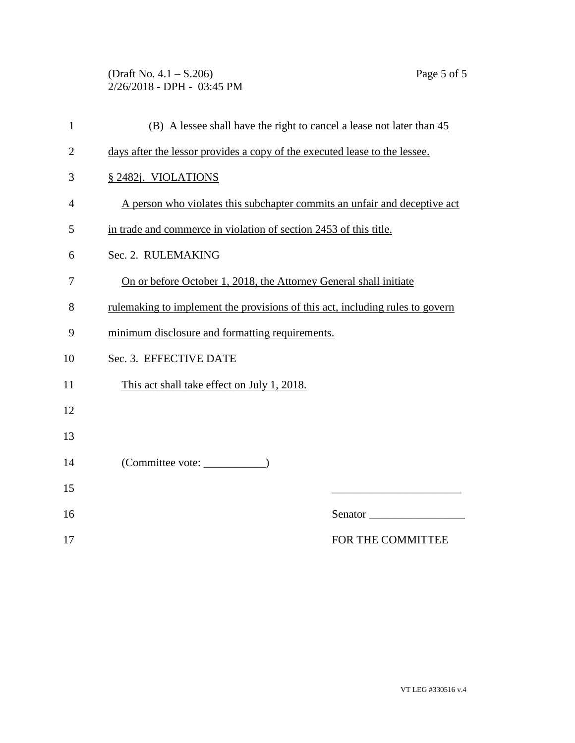(B) A lessee shall have the right to cancel a lease not later than 45 days after the lessor provides a copy of the executed lease to the lessee.

§ 2482j. VIOLATIONS

A person who violates this subchapter commits an unfair and deceptive act in trade and commerce in violation of section 2453 of this title.

Sec. 2. RULEMAKING

On or before October 1, 2018, the Attorney General shall initiate rulemaking to implement the provisions of this act, including rules to govern minimum disclosure and formatting requirements.

Sec. 3. EFFECTIVE DATE

This act shall take effect on July 1, 2018.

(Committee vote: ___________)

_______________________

Senator _________________

FOR THE COMMITTEE